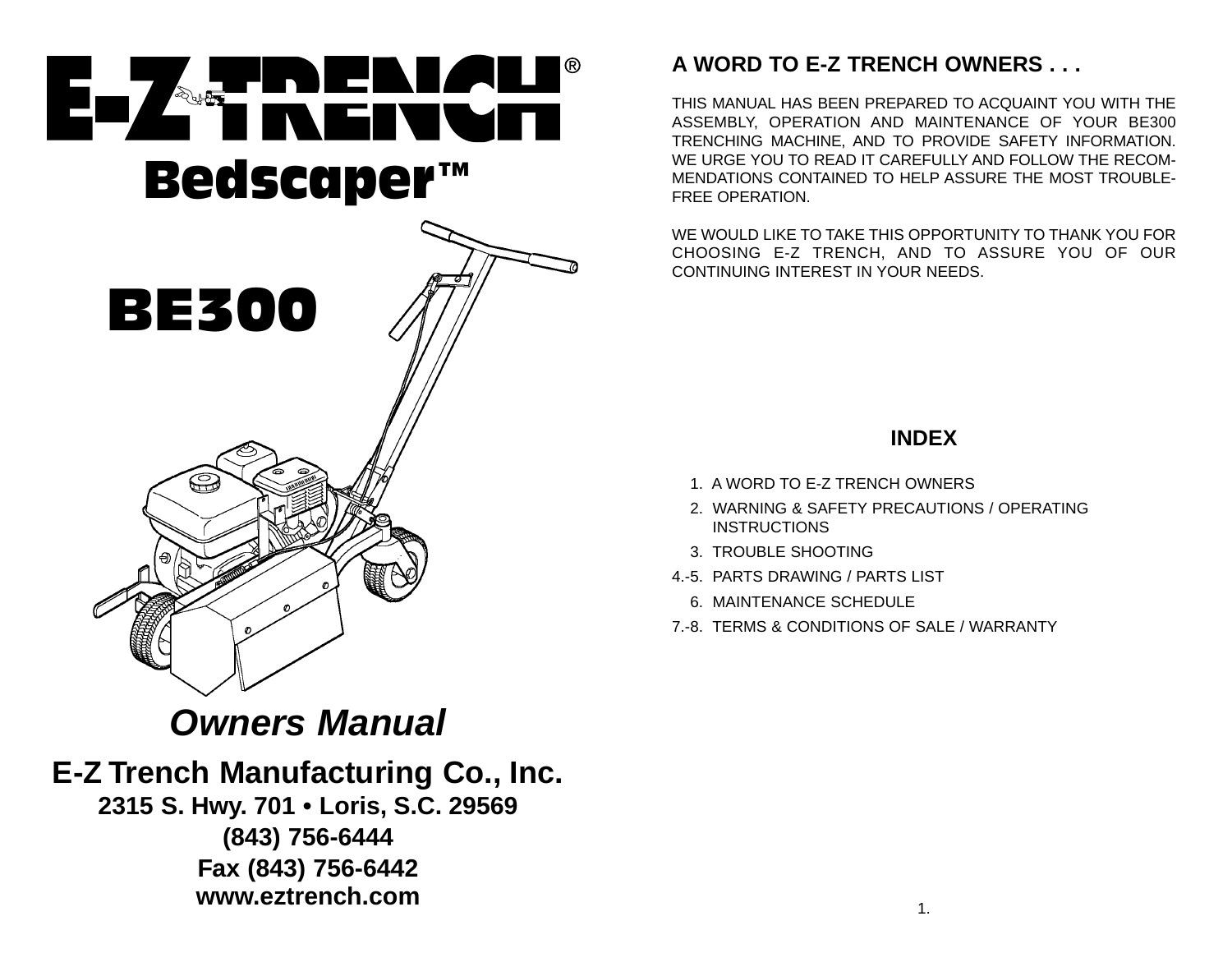# E-Z TRENCH®

## Bedscaper™

## BE300

***Owners Manual***

**E-Z Trench Manufacturing Co., Inc.**
**2315 S. Hwy. 701 • Loris, S.C. 29569**
**(843) 756-6444**
**Fax (843) 756-6442**
**www.eztrench.com**

## A WORD TO E-Z TRENCH OWNERS . . .

THIS MANUAL HAS BEEN PREPARED TO ACQUAINT YOU WITH THE ASSEMBLY, OPERATION AND MAINTENANCE OF YOUR BE300 TRENCHING MACHINE, AND TO PROVIDE SAFETY INFORMATION. WE URGE YOU TO READ IT CAREFULLY AND FOLLOW THE RECOMMENDATIONS CONTAINED TO HELP ASSURE THE MOST TROUBLE-FREE OPERATION.

WE WOULD LIKE TO TAKE THIS OPPORTUNITY TO THANK YOU FOR CHOOSING E-Z TRENCH, AND TO ASSURE YOU OF OUR CONTINUING INTEREST IN YOUR NEEDS.

## INDEX

1. A WORD TO E-Z TRENCH OWNERS
2. WARNING & SAFETY PRECAUTIONS / OPERATING INSTRUCTIONS
3. TROUBLE SHOOTING

4.-5. PARTS DRAWING / PARTS LIST

6. MAINTENANCE SCHEDULE

7.-8. TERMS & CONDITIONS OF SALE / WARRANTY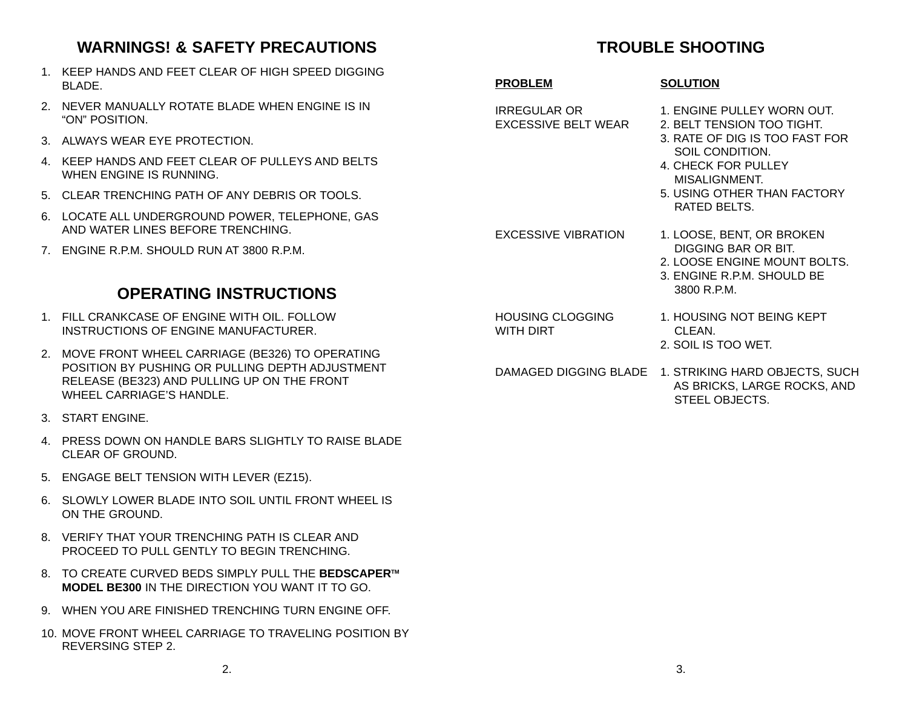## WARNINGS! & SAFETY PRECAUTIONS

1. KEEP HANDS AND FEET CLEAR OF HIGH SPEED DIGGING BLADE.
2. NEVER MANUALLY ROTATE BLADE WHEN ENGINE IS IN “ON” POSITION.
3. ALWAYS WEAR EYE PROTECTION.
4. KEEP HANDS AND FEET CLEAR OF PULLEYS AND BELTS WHEN ENGINE IS RUNNING.
5. CLEAR TRENCHING PATH OF ANY DEBRIS OR TOOLS.
6. LOCATE ALL UNDERGROUND POWER, TELEPHONE, GAS AND WATER LINES BEFORE TRENCHING.
7. ENGINE R.P.M. SHOULD RUN AT 3800 R.P.M.

## OPERATING INSTRUCTIONS

1. FILL CRANKCASE OF ENGINE WITH OIL. FOLLOW INSTRUCTIONS OF ENGINE MANUFACTURER.
2. MOVE FRONT WHEEL CARRIAGE (BE326) TO OPERATING POSITION BY PUSHING OR PULLING DEPTH ADJUSTMENT RELEASE (BE323) AND PULLING UP ON THE FRONT WHEEL CARRIAGE’S HANDLE.
3. START ENGINE.
4. PRESS DOWN ON HANDLE BARS SLIGHTLY TO RAISE BLADE CLEAR OF GROUND.
5. ENGAGE BELT TENSION WITH LEVER (EZ15).
6. SLOWLY LOWER BLADE INTO SOIL UNTIL FRONT WHEEL IS ON THE GROUND.

8\. VERIFY THAT YOUR TRENCHING PATH IS CLEAR AND PROCEED TO PULL GENTLY TO BEGIN TRENCHING.

8\. TO CREATE CURVED BEDS SIMPLY PULL THE **BEDSCAPER™ MODEL BE300** IN THE DIRECTION YOU WANT IT TO GO.

9\. WHEN YOU ARE FINISHED TRENCHING TURN ENGINE OFF.

10\. MOVE FRONT WHEEL CARRIAGE TO TRAVELING POSITION BY REVERSING STEP 2.

## TROUBLE SHOOTING

| PROBLEM | SOLUTION |
|---|---|
| IRREGULAR OR EXCESSIVE BELT WEAR | 1. ENGINE PULLEY WORN OUT.<br>2. BELT TENSION TOO TIGHT.<br>3. RATE OF DIG IS TOO FAST FOR SOIL CONDITION.<br>4. CHECK FOR PULLEY MISALIGNMENT.<br>5. USING OTHER THAN FACTORY RATED BELTS. |
| EXCESSIVE VIBRATION | 1. LOOSE, BENT, OR BROKEN DIGGING BAR OR BIT.<br>2. LOOSE ENGINE MOUNT BOLTS.<br>3. ENGINE R.P.M. SHOULD BE 3800 R.P.M. |
| HOUSING CLOGGING WITH DIRT | 1. HOUSING NOT BEING KEPT CLEAN.<br>2. SOIL IS TOO WET. |
| DAMAGED DIGGING BLADE | 1. STRIKING HARD OBJECTS, SUCH AS BRICKS, LARGE ROCKS, AND STEEL OBJECTS. |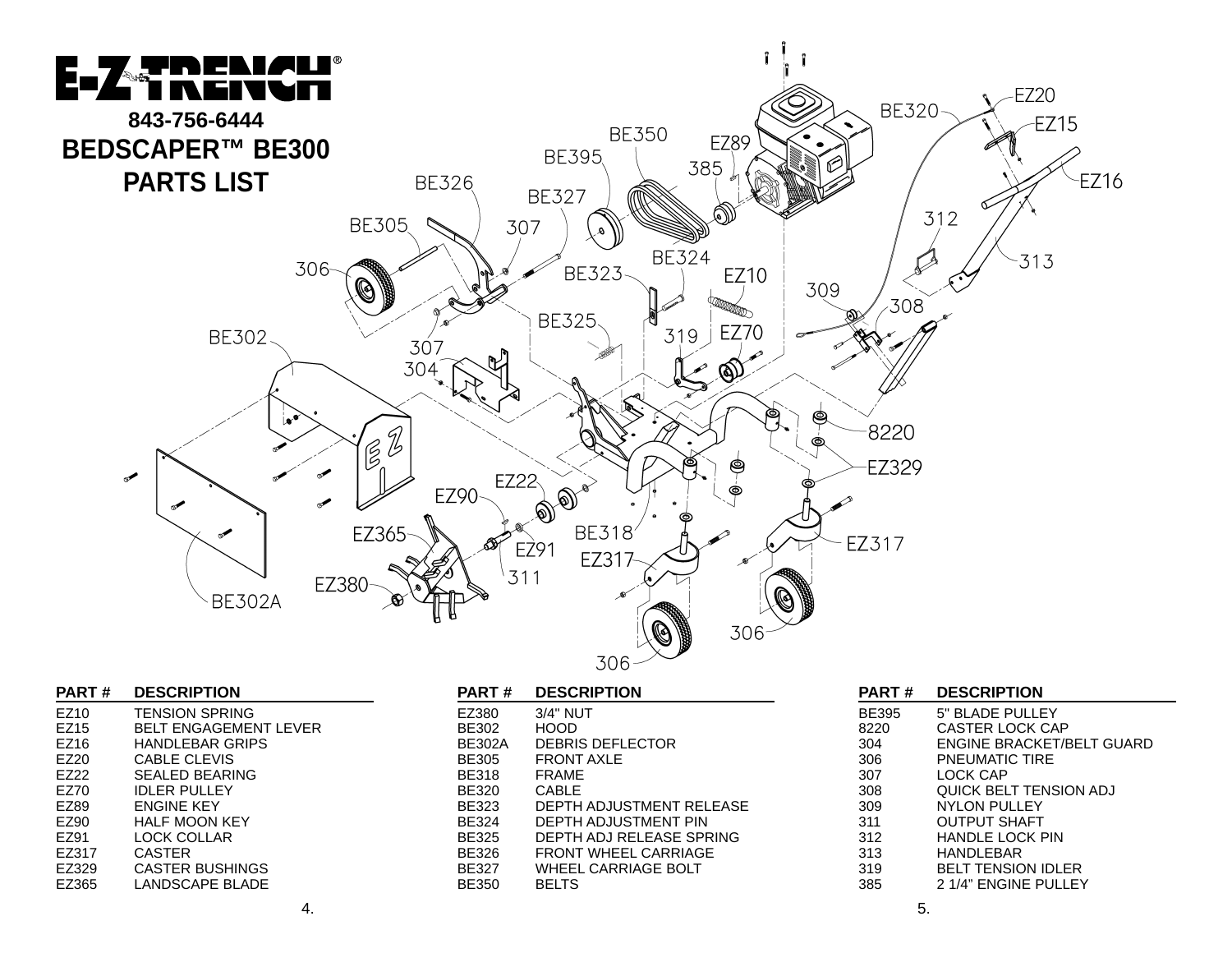# E-Z TRENCH®

**843-756-6444**

## BEDSCAPER™ BE300 PARTS LIST

| PART # | DESCRIPTION |
|---|---|
| EZ10 | TENSION SPRING |
| EZ15 | BELT ENGAGEMENT LEVER |
| EZ16 | HANDLEBAR GRIPS |
| EZ20 | CABLE CLEVIS |
| EZ22 | SEALED BEARING |
| EZ70 | IDLER PULLEY |
| EZ89 | ENGINE KEY |
| EZ90 | HALF MOON KEY |
| EZ91 | LOCK COLLAR |
| EZ317 | CASTER |
| EZ329 | CASTER BUSHINGS |
| EZ365 | LANDSCAPE BLADE |
| EZ380 | 3/4" NUT |
| BE302 | HOOD |
| BE302A | DEBRIS DEFLECTOR |
| BE305 | FRONT AXLE |
| BE318 | FRAME |
| BE320 | CABLE |
| BE323 | DEPTH ADJUSTMENT RELEASE |
| BE324 | DEPTH ADJUSTMENT PIN |
| BE325 | DEPTH ADJ RELEASE SPRING |
| BE326 | FRONT WHEEL CARRIAGE |
| BE327 | WHEEL CARRIAGE BOLT |
| BE350 | BELTS |
| BE395 | 5" BLADE PULLEY |
| 8220 | CASTER LOCK CAP |
| 304 | ENGINE BRACKET/BELT GUARD |
| 306 | PNEUMATIC TIRE |
| 307 | LOCK CAP |
| 308 | QUICK BELT TENSION ADJ |
| 309 | NYLON PULLEY |
| 311 | OUTPUT SHAFT |
| 312 | HANDLE LOCK PIN |
| 313 | HANDLEBAR |
| 319 | BELT TENSION IDLER |
| 385 | 2 1/4" ENGINE PULLEY |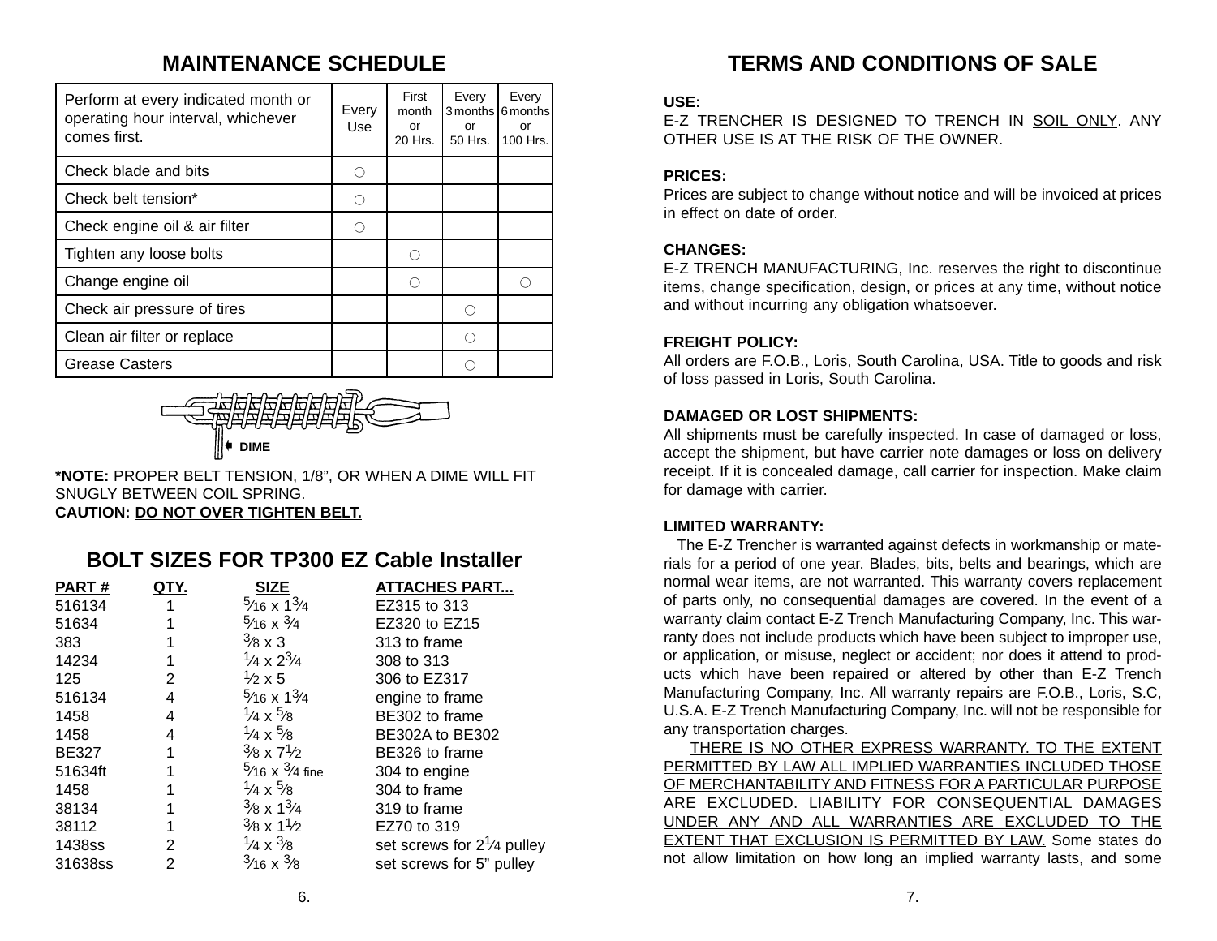## MAINTENANCE SCHEDULE

| Perform at every indicated month or operating hour interval, whichever comes first. | Every Use | First month or 20 Hrs. | Every 3 months or 50 Hrs. | Every 6 months or 100 Hrs. |
|---|---|---|---|---|
| Check blade and bits | ○ | | | |
| Check belt tension* | ○ | | | |
| Check engine oil & air filter | ○ | | | |
| Tighten any loose bolts | | ○ | | |
| Change engine oil | | ○ | | ○ |
| Check air pressure of tires | | | ○ | |
| Clean air filter or replace | | | ○ | |
| Grease Casters | | | ○ | |

DIME

**\*NOTE:** PROPER BELT TENSION, 1/8", OR WHEN A DIME WILL FIT SNUGLY BETWEEN COIL SPRING.
**CAUTION: <u>DO NOT OVER TIGHTEN BELT.</u>**

## BOLT SIZES FOR TP300 EZ Cable Installer

| PART # | QTY. | SIZE | ATTACHES PART... |
|---|---|---|---|
| 516134 | 1 | 5⁄16 x 1¾ | EZ315 to 313 |
| 51634 | 1 | 5⁄16 x ¾ | EZ320 to EZ15 |
| 383 | 1 | ⅜ x 3 | 313 to frame |
| 14234 | 1 | ¼ x 2¾ | 308 to 313 |
| 125 | 2 | ½ x 5 | 306 to EZ317 |
| 516134 | 4 | 5⁄16 x 1¾ | engine to frame |
| 1458 | 4 | ¼ x ⅝ | BE302 to frame |
| 1458 | 4 | ¼ x ⅝ | BE302A to BE302 |
| BE327 | 1 | ⅜ x 7½ | BE326 to frame |
| 51634ft | 1 | 5⁄16 x ¾ fine | 304 to engine |
| 1458 | 1 | ¼ x ⅝ | 304 to frame |
| 38134 | 1 | ⅜ x 1¾ | 319 to frame |
| 38112 | 1 | ⅜ x 1½ | EZ70 to 319 |
| 1438ss | 2 | ¼ x ⅜ | set screws for 2¼ pulley |
| 31638ss | 2 | 3⁄16 x ⅜ | set screws for 5" pulley |

## TERMS AND CONDITIONS OF SALE

**USE:**
E-Z TRENCHER IS DESIGNED TO TRENCH IN <u>SOIL ONLY</u>. ANY OTHER USE IS AT THE RISK OF THE OWNER.

**PRICES:**
Prices are subject to change without notice and will be invoiced at prices in effect on date of order.

**CHANGES:**
E-Z TRENCH MANUFACTURING, Inc. reserves the right to discontinue items, change specification, design, or prices at any time, without notice and without incurring any obligation whatsoever.

**FREIGHT POLICY:**
All orders are F.O.B., Loris, South Carolina, USA. Title to goods and risk of loss passed in Loris, South Carolina.

**DAMAGED OR LOST SHIPMENTS:**
All shipments must be carefully inspected. In case of damaged or loss, accept the shipment, but have carrier note damages or loss on delivery receipt. If it is concealed damage, call carrier for inspection. Make claim for damage with carrier.

**LIMITED WARRANTY:**
The E-Z Trencher is warranted against defects in workmanship or materials for a period of one year. Blades, bits, belts and bearings, which are normal wear items, are not warranted. This warranty covers replacement of parts only, no consequential damages are covered. In the event of a warranty claim contact E-Z Trench Manufacturing Company, Inc. This warranty does not include products which have been subject to improper use, or application, or misuse, neglect or accident; nor does it attend to products which have been repaired or altered by other than E-Z Trench Manufacturing Company, Inc. All warranty repairs are F.O.B., Loris, S.C, U.S.A. E-Z Trench Manufacturing Company, Inc. will not be responsible for any transportation charges.

<u>THERE IS NO OTHER EXPRESS WARRANTY. TO THE EXTENT PERMITTED BY LAW ALL IMPLIED WARRANTIES INCLUDED THOSE OF MERCHANTABILITY AND FITNESS FOR A PARTICULAR PURPOSE ARE EXCLUDED. LIABILITY FOR CONSEQUENTIAL DAMAGES UNDER ANY AND ALL WARRANTIES ARE EXCLUDED TO THE EXTENT THAT EXCLUSION IS PERMITTED BY LAW.</u> Some states do not allow limitation on how long an implied warranty lasts, and some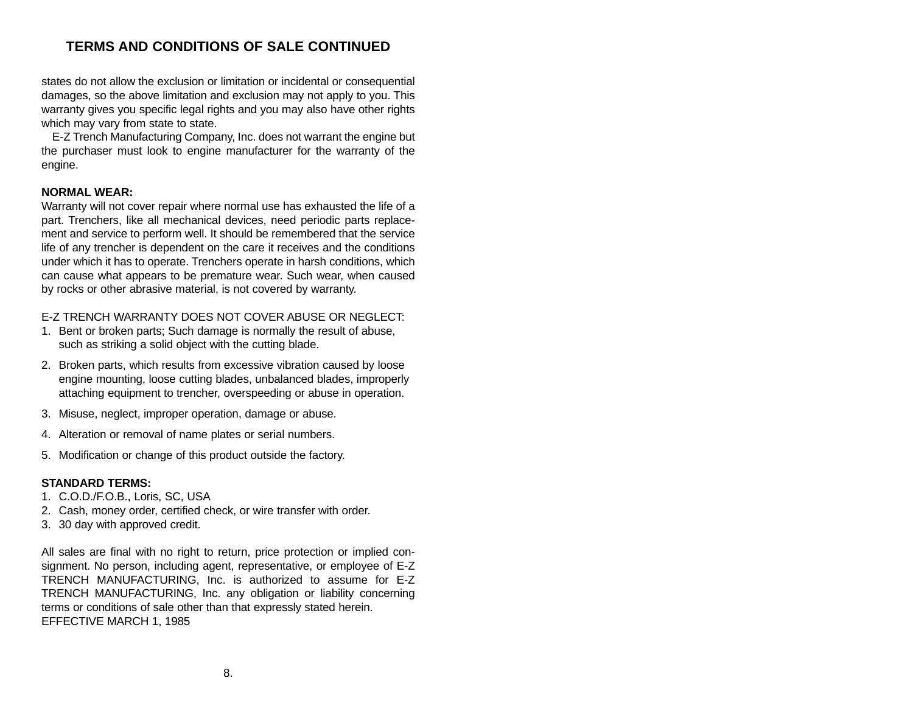## TERMS AND CONDITIONS OF SALE CONTINUED

states do not allow the exclusion or limitation or incidental or consequential damages, so the above limitation and exclusion may not apply to you. This warranty gives you specific legal rights and you may also have other rights which may vary from state to state.

E-Z Trench Manufacturing Company, Inc. does not warrant the engine but the purchaser must look to engine manufacturer for the warranty of the engine.

**NORMAL WEAR:**
Warranty will not cover repair where normal use has exhausted the life of a part. Trenchers, like all mechanical devices, need periodic parts replacement and service to perform well. It should be remembered that the service life of any trencher is dependent on the care it receives and the conditions under which it has to operate. Trenchers operate in harsh conditions, which can cause what appears to be premature wear. Such wear, when caused by rocks or other abrasive material, is not covered by warranty.

E-Z TRENCH WARRANTY DOES NOT COVER ABUSE OR NEGLECT:

1. Bent or broken parts; Such damage is normally the result of abuse, such as striking a solid object with the cutting blade.
2. Broken parts, which results from excessive vibration caused by loose engine mounting, loose cutting blades, unbalanced blades, improperly attaching equipment to trencher, overspeeding or abuse in operation.
3. Misuse, neglect, improper operation, damage or abuse.
4. Alteration or removal of name plates or serial numbers.
5. Modification or change of this product outside the factory.

**STANDARD TERMS:**

1. C.O.D./F.O.B., Loris, SC, USA
2. Cash, money order, certified check, or wire transfer with order.
3. 30 day with approved credit.

All sales are final with no right to return, price protection or implied consignment. No person, including agent, representative, or employee of E-Z TRENCH MANUFACTURING, Inc. is authorized to assume for E-Z TRENCH MANUFACTURING, Inc. any obligation or liability concerning terms or conditions of sale other than that expressly stated herein.
EFFECTIVE MARCH 1, 1985